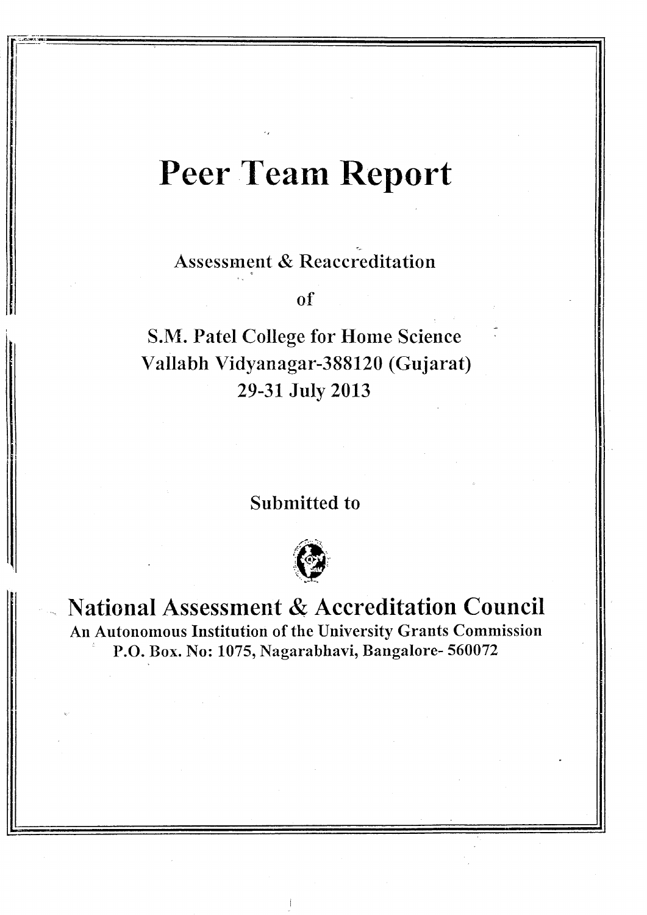# Peer Team Report

Assessment & Reaccreditation

of

S.M. Patel College for Home Science
Vallabh Vidyanagar-388120 (Gujarat)
29-31 July 2013

Submitted to

## National Assessment & Accreditation Council

**An Autonomous Institution of the University Grants Commission**
**P.O. Box. No: 1075, Nagarabhavi, Bangalore- 560072**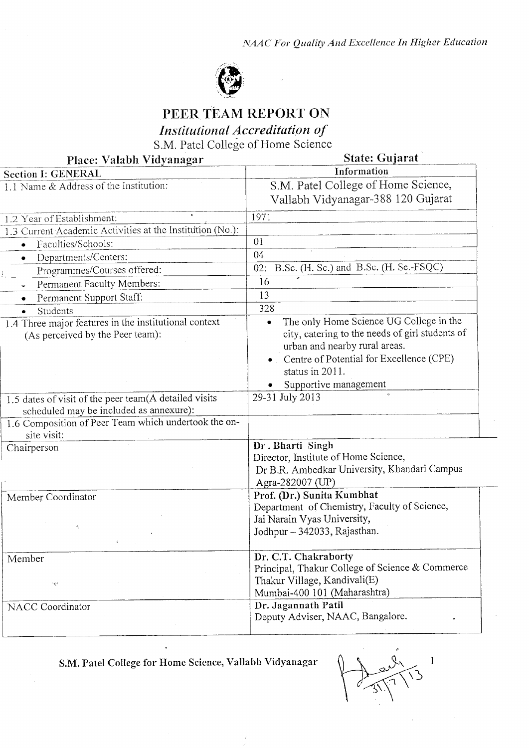*NAAC For Quality And Excellence In Higher Education*

# PEER TEAM REPORT ON

## *Institutional Accreditation of*

S.M. Patel College of Home Science

**Place: Valabh Vidyanagar** **State: Gujarat**

| Section I: GENERAL | Information |
|---|---|
| 1.1 Name & Address of the Institution: | S.M. Patel College of Home Science, Vallabh Vidyanagar-388 120 Gujarat |
| 1.2 Year of Establishment: | 1971 |
| 1.3 Current Academic Activities at the Institution (No.): | |
| • Faculties/Schools: | 01 |
| • Departments/Centers: | 04 |
| • Programmes/Courses offered: | 02: B.Sc. (H. Sc.) and B.Sc. (H. Sc.-FSQC) |
| • Permanent Faculty Members: | 16 |
| • Permanent Support Staff: | 13 |
| • Students | 328 |
| 1.4 Three major features in the institutional context (As perceived by the Peer team): | • The only Home Science UG College in the city, catering to the needs of girl students of urban and nearby rural areas. <br> • Centre of Potential for Excellence (CPE) status in 2011. <br> • Supportive management |
| 1.5 dates of visit of the peer team(A detailed visits scheduled may be included as annexure): | 29-31 July 2013 |
| 1.6 Composition of Peer Team which undertook the on-site visit: | |
| Chairperson | **Dr . Bharti Singh** <br> Director, Institute of Home Science, <br> Dr B.R. Ambedkar University, Khandari Campus <br> Agra-282007 (UP) |
| Member Coordinator | **Prof. (Dr.) Sunita Kumbhat** <br> Department of Chemistry, Faculty of Science, <br> Jai Narain Vyas University, <br> Jodhpur – 342033, Rajasthan. |
| Member | **Dr. C.T. Chakraborty** <br> Principal, Thakur College of Science & Commerce <br> Thakur Village, Kandivali(E) <br> Mumbai-400 101 (Maharashtra) |
| NACC Coordinator | **Dr. Jagannath Patil** <br> Deputy Adviser, NAAC, Bangalore. |

**S.M. Patel College for Home Science, Vallabh Vidyanagar**

31/7/13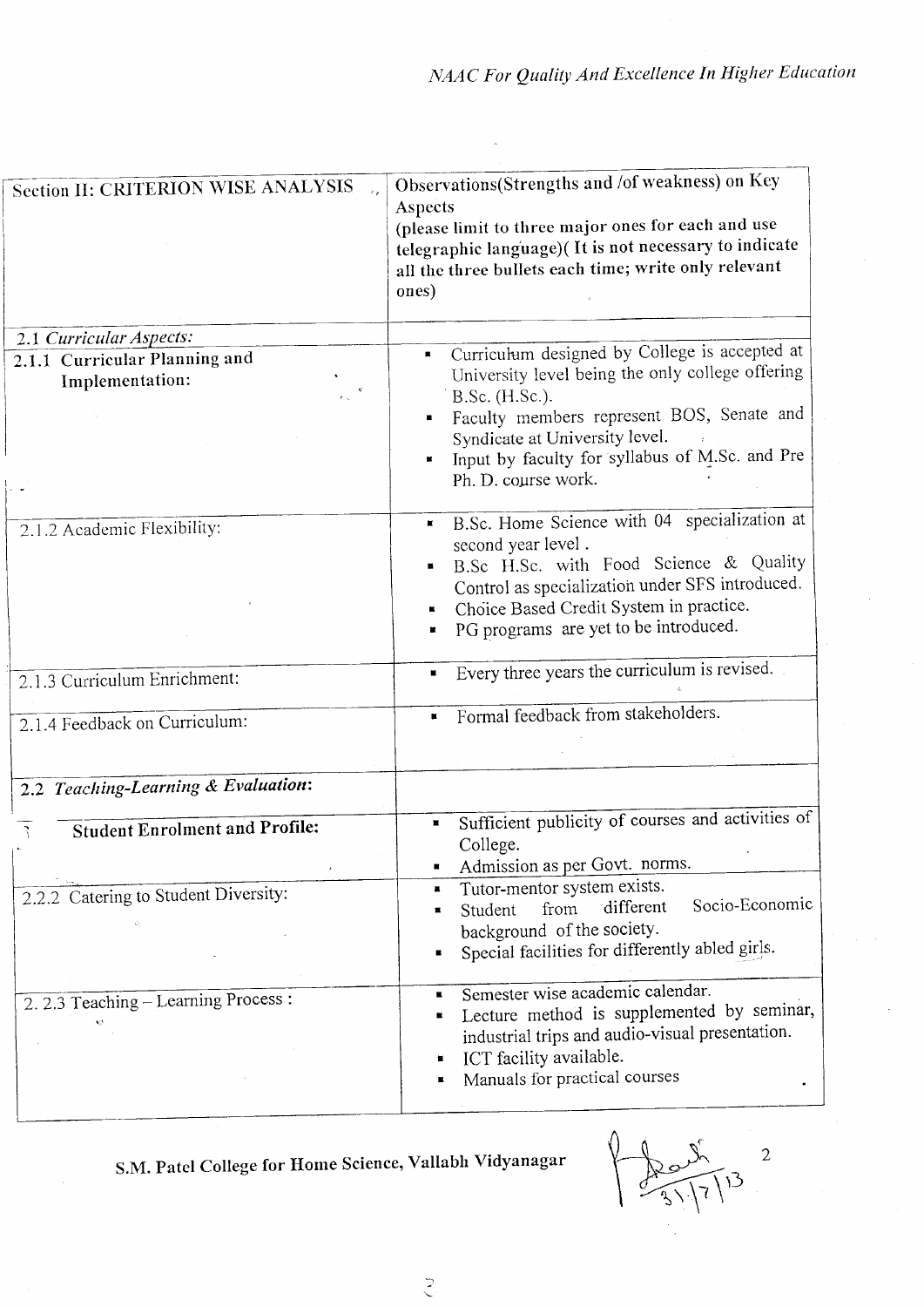| Section II: CRITERION WISE ANALYSIS | Observations(Strengths and /of weakness) on Key Aspects (please limit to three major ones for each and use telegraphic language)( It is not necessary to indicate all the three bullets each time; write only relevant ones) |
|---|---|
| 2.1 *Curricular Aspects:* | |
| **2.1.1 Curricular Planning and Implementation:** | ▪ Curriculum designed by College is accepted at University level being the only college offering B.Sc. (H.Sc.).<br>▪ Faculty members represent BOS, Senate and Syndicate at University level.<br>▪ Input by faculty for syllabus of M.Sc. and Pre Ph. D. course work. |
| 2.1.2 Academic Flexibility: | ▪ B.Sc. Home Science with 04 specialization at second year level .<br>▪ B.Sc H.Sc. with Food Science & Quality Control as specialization under SFS introduced.<br>▪ Choice Based Credit System in practice.<br>▪ PG programs are yet to be introduced. |
| 2.1.3 Curriculum Enrichment: | ▪ Every three years the curriculum is revised. |
| 2.1.4 Feedback on Curriculum: | ▪ Formal feedback from stakeholders. |
| **2.2 *Teaching-Learning & Evaluation*:** | |
| **Student Enrolment and Profile:** | ▪ Sufficient publicity of courses and activities of College.<br>▪ Admission as per Govt. norms. |
| 2.2.2 Catering to Student Diversity: | ▪ Tutor-mentor system exists.<br>▪ Student from different Socio-Economic background of the society.<br>▪ Special facilities for differently abled girls. |
| 2. 2.3 Teaching – Learning Process : | ▪ Semester wise academic calendar.<br>▪ Lecture method is supplemented by seminar, industrial trips and audio-visual presentation.<br>▪ ICT facility available.<br>▪ Manuals for practical courses |

**S.M. Patel College for Home Science, Vallabh Vidyanagar**

31/7/13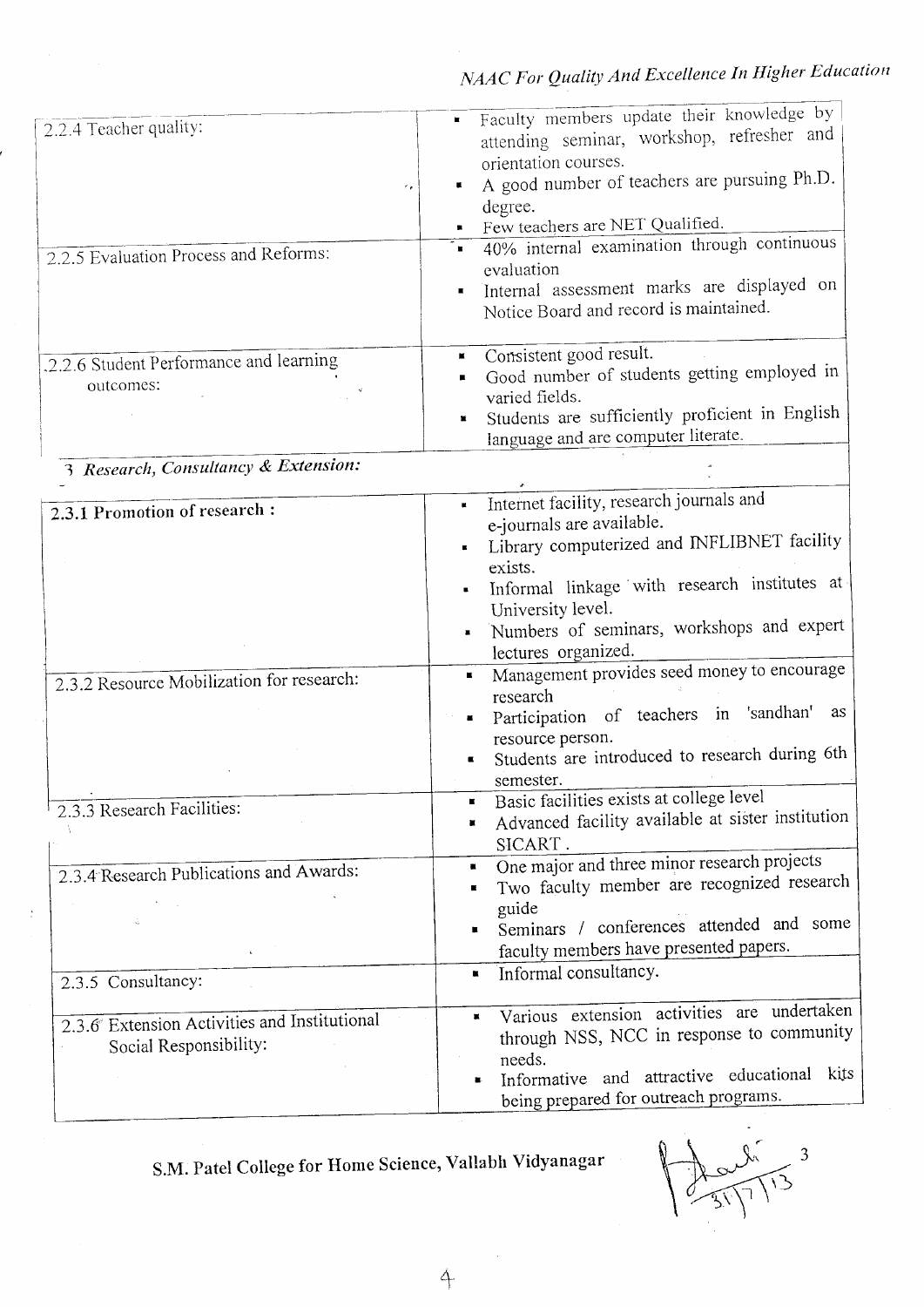| | |
|---|---|
| 2.2.4 Teacher quality: | ▪ Faculty members update their knowledge by attending seminar, workshop, refresher and orientation courses.<br>▪ A good number of teachers are pursuing Ph.D. degree.<br>▪ Few teachers are NET Qualified. |
| 2.2.5 Evaluation Process and Reforms: | ▪ 40% internal examination through continuous evaluation<br>▪ Internal assessment marks are displayed on Notice Board and record is maintained. |
| 2.2.6 Student Performance and learning outcomes: | ▪ Consistent good result.<br>▪ Good number of students getting employed in varied fields.<br>▪ Students are sufficiently proficient in English language and are computer literate. |
| *3 Research, Consultancy & Extension:* | |
| **2.3.1 Promotion of research :** | ▪ Internet facility, research journals and e-journals are available.<br>▪ Library computerized and INFLIBNET facility exists.<br>▪ Informal linkage with research institutes at University level.<br>▪ Numbers of seminars, workshops and expert lectures organized. |
| 2.3.2 Resource Mobilization for research: | ▪ Management provides seed money to encourage research<br>▪ Participation of teachers in 'sandhan' as resource person.<br>▪ Students are introduced to research during 6th semester. |
| 2.3.3 Research Facilities: | ▪ Basic facilities exists at college level<br>▪ Advanced facility available at sister institution SICART . |
| 2.3.4 Research Publications and Awards: | ▪ One major and three minor research projects<br>▪ Two faculty member are recognized research guide<br>▪ Seminars / conferences attended and some faculty members have presented papers. |
| 2.3.5 Consultancy: | ▪ Informal consultancy. |
| 2.3.6 Extension Activities and Institutional Social Responsibility: | ▪ Various extension activities are undertaken through NSS, NCC in response to community needs.<br>▪ Informative and attractive educational kits being prepared for outreach programs. |

**S.M. Patel College for Home Science, Vallabh Vidyanagar**

31/7/13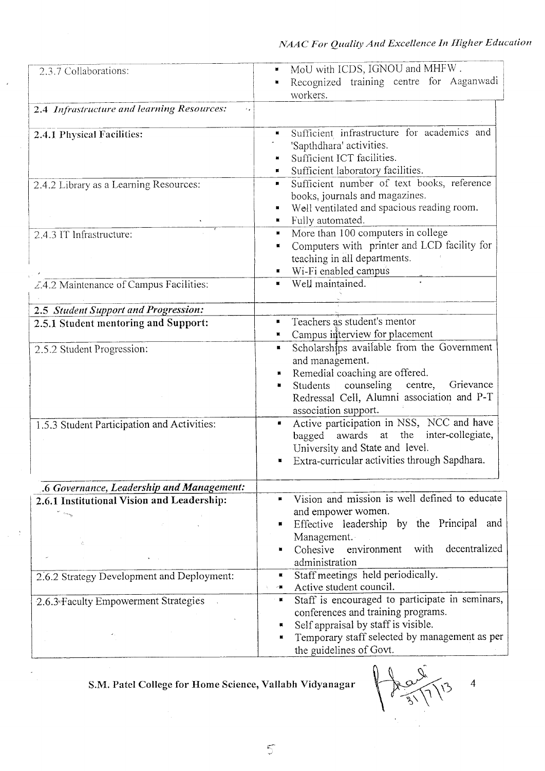| | |
|---|---|
| 2.3.7 Collaborations: | ▪ MoU with ICDS, IGNOU and MHFW.<br>▪ Recognized training centre for Aaganwadi workers. |
| **2.4 *Infrastructure and learning Resources:*** | |
| **2.4.1 Physical Facilities:** | ▪ Sufficient infrastructure for academics and 'Sapthdhara' activities.<br>▪ Sufficient ICT facilities.<br>▪ Sufficient laboratory facilities. |
| 2.4.2 Library as a Learning Resources: | ▪ Sufficient number of text books, reference books, journals and magazines.<br>▪ Well ventilated and spacious reading room.<br>▪ Fully automated. |
| 2.4.3 IT Infrastructure: | ▪ More than 100 computers in college<br>▪ Computers with printer and LCD facility for teaching in all departments.<br>▪ Wi-Fi enabled campus |
| 2.4.2 Maintenance of Campus Facilities: | ▪ Well maintained. |
| **2.5 *Student Support and Progression:*** | |
| **2.5.1 Student mentoring and Support:** | ▪ Teachers as student's mentor<br>▪ Campus interview for placement |
| 2.5.2 Student Progression: | ▪ Scholarships available from the Government and management.<br>▪ Remedial coaching are offered.<br>▪ Students counseling centre, Grievance Redressal Cell, Alumni association and P-T association support. |
| 1.5.3 Student Participation and Activities: | ▪ Active participation in NSS, NCC and have bagged awards at the inter-collegiate, University and State and level.<br>▪ Extra-curricular activities through Sapdhara. |
| ***.6 Governance, Leadership and Management:*** | |
| **2.6.1 Institutional Vision and Leadership:** | ▪ Vision and mission is well defined to educate and empower women.<br>▪ Effective leadership by the Principal and Management.<br>▪ Cohesive environment with decentralized administration |
| 2.6.2 Strategy Development and Deployment: | ▪ Staff meetings held periodically.<br>▪ Active student council. |
| 2.6.3 Faculty Empowerment Strategies | ▪ Staff is encouraged to participate in seminars, conferences and training programs.<br>▪ Self appraisal by staff is visible.<br>▪ Temporary staff selected by management as per the guidelines of Govt. |

**S.M. Patel College for Home Science, Vallabh Vidyanagar**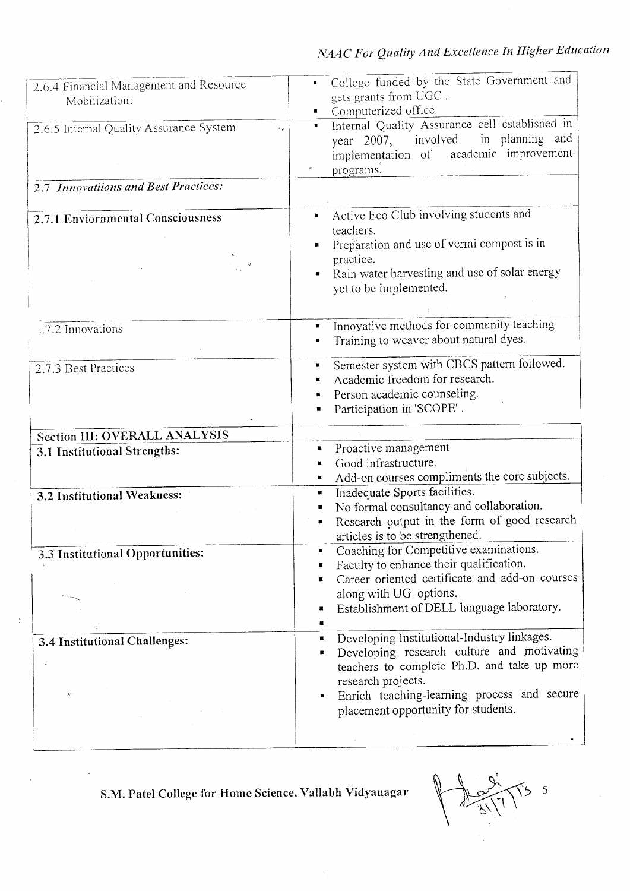| | |
|---|---|
| 2.6.4 Financial Management and Resource Mobilization: | - College funded by the State Government and gets grants from UGC .<br>- Computerized office. |
| 2.6.5 Internal Quality Assurance System | - Internal Quality Assurance cell established in year 2007, involved in planning and implementation of academic improvement programs. |
| **2.7 *Innovatiions and Best Practices:*** | |
| **2.7.1 Enviornmental Consciousness** | - Active Eco Club involving students and teachers.<br>- Preparation and use of vermi compost is in practice.<br>- Rain water harvesting and use of solar energy yet to be implemented. |
| 2.7.2 Innovations | - Innovative methods for community teaching<br>- Training to weaver about natural dyes. |
| 2.7.3 Best Practices | - Semester system with CBCS pattern followed.<br>- Academic freedom for research.<br>- Person academic counseling.<br>- Participation in 'SCOPE' . |
| **Section III: OVERALL ANALYSIS** | |
| **3.1 Institutional Strengths:** | - Proactive management<br>- Good infrastructure.<br>- Add-on courses compliments the core subjects. |
| **3.2 Institutional Weakness:** | - Inadequate Sports facilities.<br>- No formal consultancy and collaboration.<br>- Research output in the form of good research articles is to be strengthened. |
| **3.3 Institutional Opportunities:** | - Coaching for Competitive examinations.<br>- Faculty to enhance their qualification.<br>- Career oriented certificate and add-on courses along with UG options.<br>- Establishment of DELL language laboratory. |
| **3.4 Institutional Challenges:** | - Developing Institutional-Industry linkages.<br>- Developing research culture and motivating teachers to complete Ph.D. and take up more research projects.<br>- Enrich teaching-learning process and secure placement opportunity for students. |

**S.M. Patel College for Home Science, Vallabh Vidyanagar**

31/7/13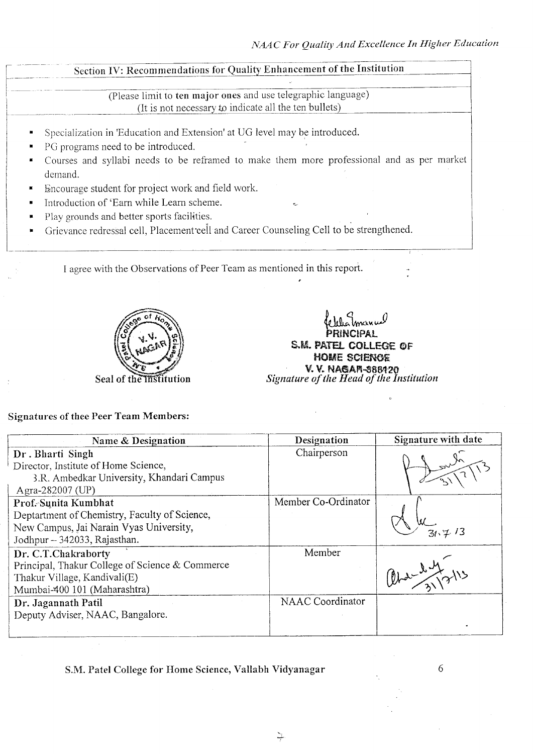## Section IV: Recommendations for Quality Enhancement of the Institution

(Please limit to **ten major ones** and use telegraphic language)
(It is not necessary to indicate all the ten bullets)

- Specialization in 'Education and Extension' at UG level may be introduced.
- PG programs need to be introduced.
- Courses and syllabi needs to be reframed to make them more professional and as per market demand.
- Encourage student for project work and field work.
- Introduction of 'Earn while Learn scheme.
- Play grounds and better sports facilities.
- Grievance redressal cell, Placement cell and Career Counseling Cell to be strengthened.

I agree with the Observations of Peer Team as mentioned in this report.

**Seal of the Institution**

PRINCIPAL
S.M. PATEL COLLEGE OF HOME SCIENCE
V. V. NAGAR-388120
*Signature of the Head of the Institution*

**Signatures of thee Peer Team Members:**

| Name & Designation | Designation | Signature with date |
|---|---|---|
| **Dr . Bharti Singh** Director, Institute of Home Science, B.R. Ambedkar University, Khandari Campus Agra-282007 (UP) | Chairperson | 31/7/13 |
| **Prof. Sunita Kumbhat** Deptartment of Chemistry, Faculty of Science, New Campus, Jai Narain Vyas University, Jodhpur – 342033, Rajasthan. | Member Co-Ordinator | 31.7.13 |
| **Dr. C.T.Chakraborty** Principal, Thakur College of Science & Commerce Thakur Village, Kandivali(E) Mumbai-400 101 (Maharashtra) | Member | 31/7/13 |
| **Dr. Jagannath Patil** Deputy Adviser, NAAC, Bangalore. | NAAC Coordinator | |

S.M. Patel College for Home Science, Vallabh Vidyanagar